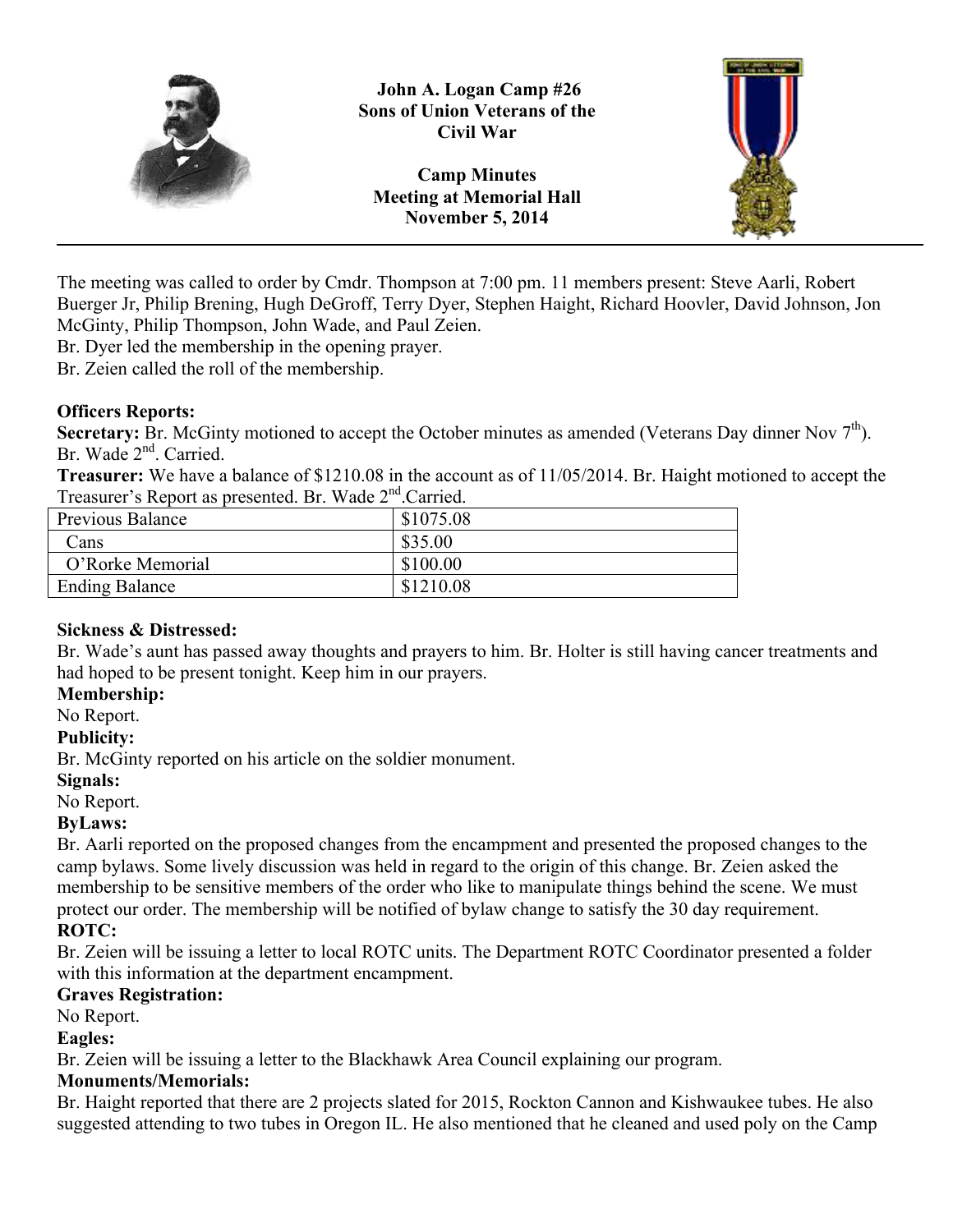**John A. Logan Camp #26**
**Sons of Union Veterans of the Civil War**

**Camp Minutes**
**Meeting at Memorial Hall**
**November 5, 2014**

---

The meeting was called to order by Cmdr. Thompson at 7:00 pm. 11 members present: Steve Aarli, Robert Buerger Jr, Philip Brening, Hugh DeGroff, Terry Dyer, Stephen Haight, Richard Hoovler, David Johnson, Jon McGinty, Philip Thompson, John Wade, and Paul Zeien.
Br. Dyer led the membership in the opening prayer.
Br. Zeien called the roll of the membership.

**Officers Reports:**
**Secretary:** Br. McGinty motioned to accept the October minutes as amended (Veterans Day dinner Nov 7th). Br. Wade 2nd. Carried.
**Treasurer:** We have a balance of $1210.08 in the account as of 11/05/2014. Br. Haight motioned to accept the Treasurer's Report as presented. Br. Wade 2nd.Carried.

| Previous Balance | $1075.08 |
|---|---|
| Cans | $35.00 |
| O'Rorke Memorial | $100.00 |
| Ending Balance | $1210.08 |

**Sickness & Distressed:**
Br. Wade's aunt has passed away thoughts and prayers to him. Br. Holter is still having cancer treatments and had hoped to be present tonight. Keep him in our prayers.
**Membership:**
No Report.
**Publicity:**
Br. McGinty reported on his article on the soldier monument.
**Signals:**
No Report.
**ByLaws:**
Br. Aarli reported on the proposed changes from the encampment and presented the proposed changes to the camp bylaws. Some lively discussion was held in regard to the origin of this change. Br. Zeien asked the membership to be sensitive members of the order who like to manipulate things behind the scene. We must protect our order. The membership will be notified of bylaw change to satisfy the 30 day requirement.
**ROTC:**
Br. Zeien will be issuing a letter to local ROTC units. The Department ROTC Coordinator presented a folder with this information at the department encampment.
**Graves Registration:**
No Report.
**Eagles:**
Br. Zeien will be issuing a letter to the Blackhawk Area Council explaining our program.
**Monuments/Memorials:**
Br. Haight reported that there are 2 projects slated for 2015, Rockton Cannon and Kishwaukee tubes. He also suggested attending to two tubes in Oregon IL. He also mentioned that he cleaned and used poly on the Camp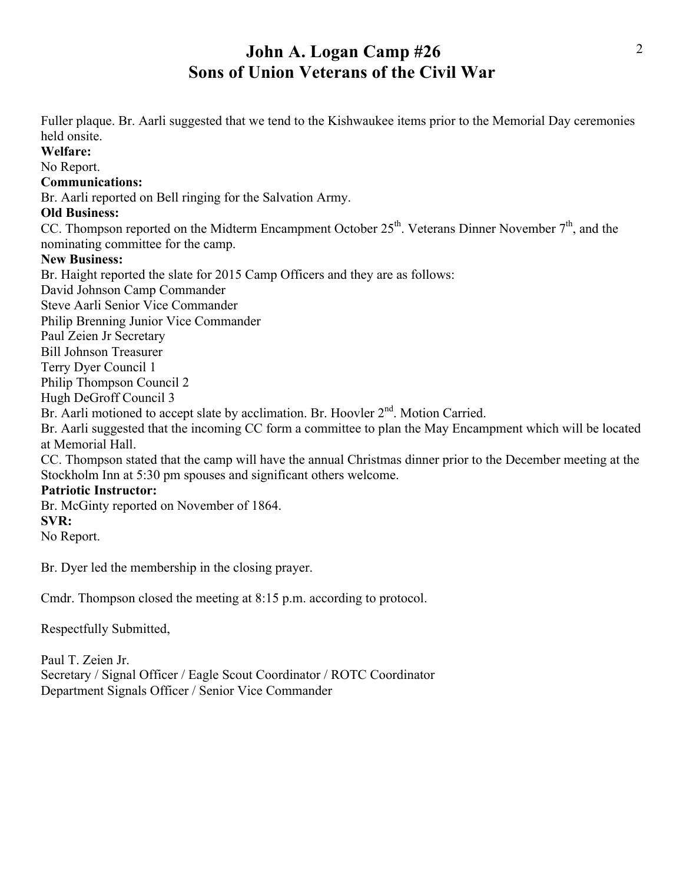# John A. Logan Camp #26
# Sons of Union Veterans of the Civil War

Fuller plaque. Br. Aarli suggested that we tend to the Kishwaukee items prior to the Memorial Day ceremonies held onsite.

**Welfare:**
No Report.

**Communications:**
Br. Aarli reported on Bell ringing for the Salvation Army.

**Old Business:**
CC. Thompson reported on the Midterm Encampment October 25th. Veterans Dinner November 7th, and the nominating committee for the camp.

**New Business:**
Br. Haight reported the slate for 2015 Camp Officers and they are as follows:
David Johnson Camp Commander
Steve Aarli Senior Vice Commander
Philip Brenning Junior Vice Commander
Paul Zeien Jr Secretary
Bill Johnson Treasurer
Terry Dyer Council 1
Philip Thompson Council 2
Hugh DeGroff Council 3
Br. Aarli motioned to accept slate by acclimation. Br. Hoovler 2nd. Motion Carried.
Br. Aarli suggested that the incoming CC form a committee to plan the May Encampment which will be located at Memorial Hall.
CC. Thompson stated that the camp will have the annual Christmas dinner prior to the December meeting at the Stockholm Inn at 5:30 pm spouses and significant others welcome.

**Patriotic Instructor:**
Br. McGinty reported on November of 1864.

**SVR:**
No Report.

Br. Dyer led the membership in the closing prayer.

Cmdr. Thompson closed the meeting at 8:15 p.m. according to protocol.

Respectfully Submitted,

Paul T. Zeien Jr.
Secretary / Signal Officer / Eagle Scout Coordinator / ROTC Coordinator
Department Signals Officer / Senior Vice Commander